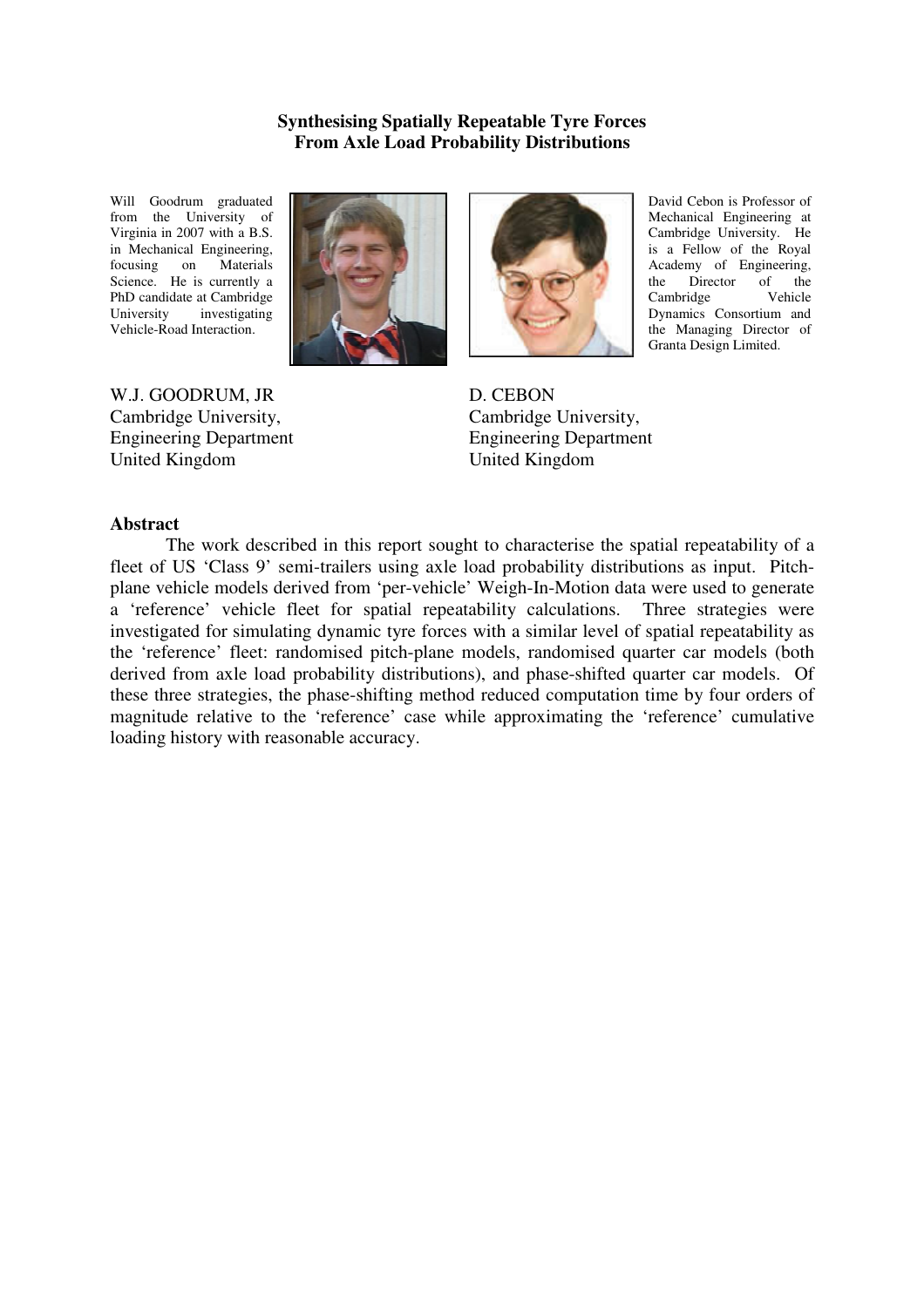# Synthesising Spatially Repeatable Tyre Forces From Axle Load Probability Distributions

Will Goodrum graduated from the University of Virginia in 2007 with a B.S. in Mechanical Engineering, focusing on Materials Science. He is currently a PhD candidate at Cambridge University investigating Vehicle-Road Interaction.

David Cebon is Professor of Mechanical Engineering at Cambridge University. He is a Fellow of the Royal Academy of Engineering, the Director of the Cambridge Vehicle Dynamics Consortium and the Managing Director of Granta Design Limited.

W.J. GOODRUM, JR
Cambridge University,
Engineering Department
United Kingdom

D. CEBON
Cambridge University,
Engineering Department
United Kingdom

## Abstract

The work described in this report sought to characterise the spatial repeatability of a fleet of US 'Class 9' semi-trailers using axle load probability distributions as input. Pitch-plane vehicle models derived from 'per-vehicle' Weigh-In-Motion data were used to generate a 'reference' vehicle fleet for spatial repeatability calculations. Three strategies were investigated for simulating dynamic tyre forces with a similar level of spatial repeatability as the 'reference' fleet: randomised pitch-plane models, randomised quarter car models (both derived from axle load probability distributions), and phase-shifted quarter car models. Of these three strategies, the phase-shifting method reduced computation time by four orders of magnitude relative to the 'reference' case while approximating the 'reference' cumulative loading history with reasonable accuracy.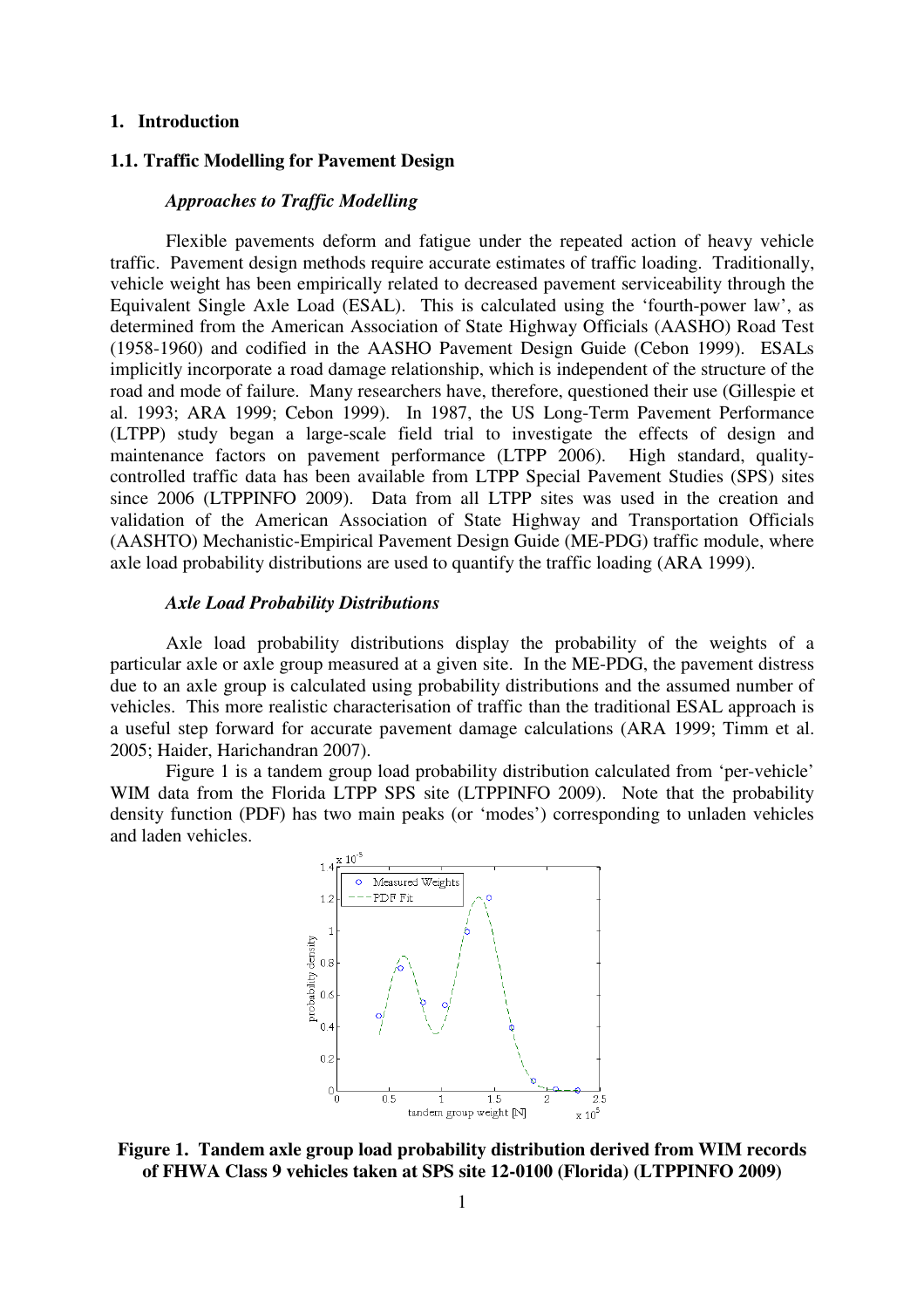# 1. Introduction

## 1.1. Traffic Modelling for Pavement Design

### *Approaches to Traffic Modelling*

Flexible pavements deform and fatigue under the repeated action of heavy vehicle traffic. Pavement design methods require accurate estimates of traffic loading. Traditionally, vehicle weight has been empirically related to decreased pavement serviceability through the Equivalent Single Axle Load (ESAL). This is calculated using the 'fourth-power law', as determined from the American Association of State Highway Officials (AASHO) Road Test (1958-1960) and codified in the AASHO Pavement Design Guide (Cebon 1999). ESALs implicitly incorporate a road damage relationship, which is independent of the structure of the road and mode of failure. Many researchers have, therefore, questioned their use (Gillespie et al. 1993; ARA 1999; Cebon 1999). In 1987, the US Long-Term Pavement Performance (LTPP) study began a large-scale field trial to investigate the effects of design and maintenance factors on pavement performance (LTPP 2006). High standard, quality-controlled traffic data has been available from LTPP Special Pavement Studies (SPS) sites since 2006 (LTPPINFO 2009). Data from all LTPP sites was used in the creation and validation of the American Association of State Highway and Transportation Officials (AASHTO) Mechanistic-Empirical Pavement Design Guide (ME-PDG) traffic module, where axle load probability distributions are used to quantify the traffic loading (ARA 1999).

### *Axle Load Probability Distributions*

Axle load probability distributions display the probability of the weights of a particular axle or axle group measured at a given site. In the ME-PDG, the pavement distress due to an axle group is calculated using probability distributions and the assumed number of vehicles. This more realistic characterisation of traffic than the traditional ESAL approach is a useful step forward for accurate pavement damage calculations (ARA 1999; Timm et al. 2005; Haider, Harichandran 2007).

Figure 1 is a tandem group load probability distribution calculated from 'per-vehicle' WIM data from the Florida LTPP SPS site (LTPPINFO 2009). Note that the probability density function (PDF) has two main peaks (or 'modes') corresponding to unladen vehicles and laden vehicles.

**Figure 1. Tandem axle group load probability distribution derived from WIM records of FHWA Class 9 vehicles taken at SPS site 12-0100 (Florida) (LTPPINFO 2009)**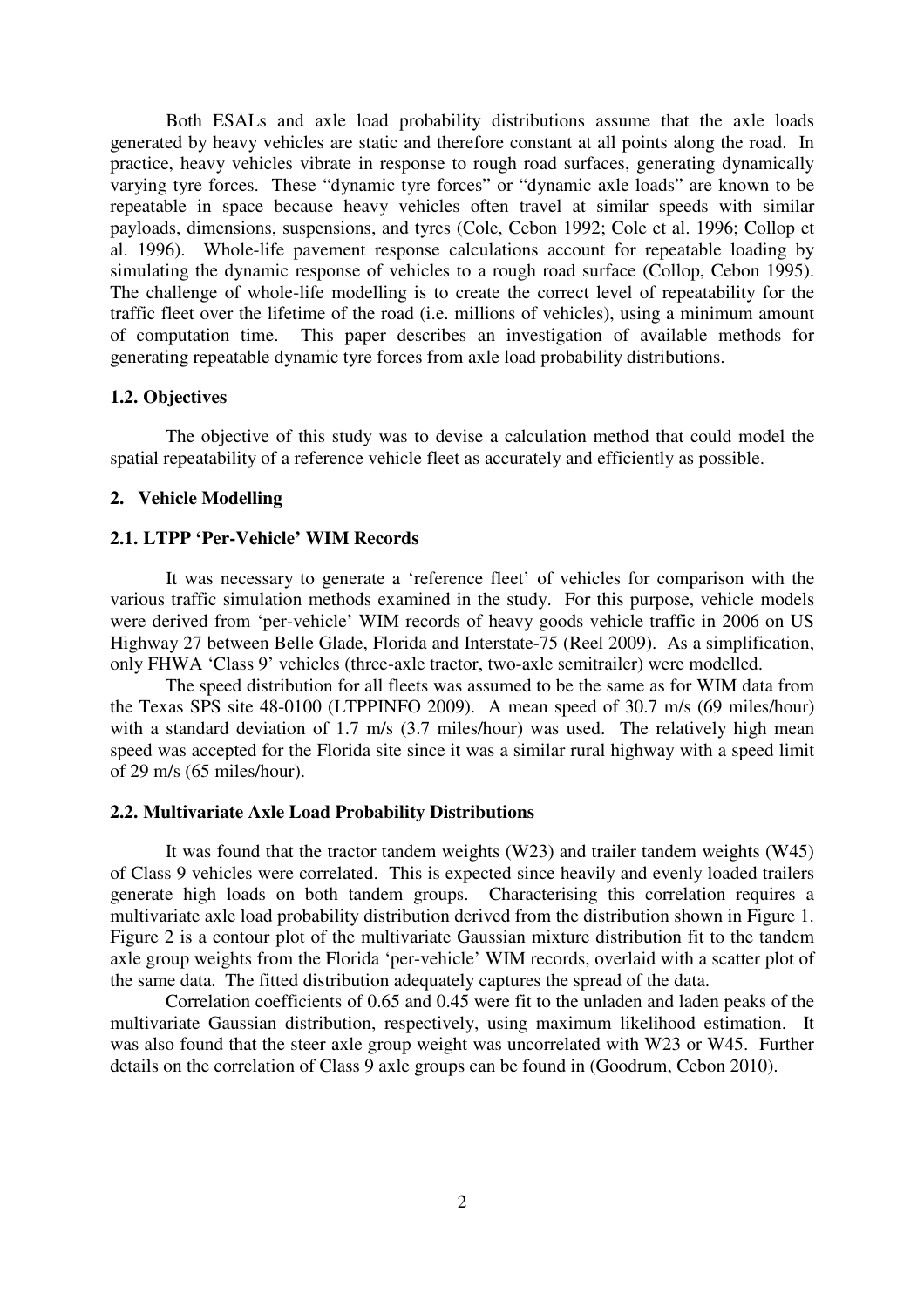Both ESALs and axle load probability distributions assume that the axle loads generated by heavy vehicles are static and therefore constant at all points along the road. In practice, heavy vehicles vibrate in response to rough road surfaces, generating dynamically varying tyre forces. These "dynamic tyre forces" or "dynamic axle loads" are known to be repeatable in space because heavy vehicles often travel at similar speeds with similar payloads, dimensions, suspensions, and tyres (Cole, Cebon 1992; Cole et al. 1996; Collop et al. 1996). Whole-life pavement response calculations account for repeatable loading by simulating the dynamic response of vehicles to a rough road surface (Collop, Cebon 1995). The challenge of whole-life modelling is to create the correct level of repeatability for the traffic fleet over the lifetime of the road (i.e. millions of vehicles), using a minimum amount of computation time. This paper describes an investigation of available methods for generating repeatable dynamic tyre forces from axle load probability distributions.

### 1.2. Objectives

The objective of this study was to devise a calculation method that could model the spatial repeatability of a reference vehicle fleet as accurately and efficiently as possible.

## 2. Vehicle Modelling

### 2.1. LTPP 'Per-Vehicle' WIM Records

It was necessary to generate a 'reference fleet' of vehicles for comparison with the various traffic simulation methods examined in the study. For this purpose, vehicle models were derived from 'per-vehicle' WIM records of heavy goods vehicle traffic in 2006 on US Highway 27 between Belle Glade, Florida and Interstate-75 (Reel 2009). As a simplification, only FHWA 'Class 9' vehicles (three-axle tractor, two-axle semitrailer) were modelled.

The speed distribution for all fleets was assumed to be the same as for WIM data from the Texas SPS site 48-0100 (LTPPINFO 2009). A mean speed of 30.7 m/s (69 miles/hour) with a standard deviation of 1.7 m/s (3.7 miles/hour) was used. The relatively high mean speed was accepted for the Florida site since it was a similar rural highway with a speed limit of 29 m/s (65 miles/hour).

### 2.2. Multivariate Axle Load Probability Distributions

It was found that the tractor tandem weights (W23) and trailer tandem weights (W45) of Class 9 vehicles were correlated. This is expected since heavily and evenly loaded trailers generate high loads on both tandem groups. Characterising this correlation requires a multivariate axle load probability distribution derived from the distribution shown in Figure 1. Figure 2 is a contour plot of the multivariate Gaussian mixture distribution fit to the tandem axle group weights from the Florida 'per-vehicle' WIM records, overlaid with a scatter plot of the same data. The fitted distribution adequately captures the spread of the data.

Correlation coefficients of 0.65 and 0.45 were fit to the unladen and laden peaks of the multivariate Gaussian distribution, respectively, using maximum likelihood estimation. It was also found that the steer axle group weight was uncorrelated with W23 or W45. Further details on the correlation of Class 9 axle groups can be found in (Goodrum, Cebon 2010).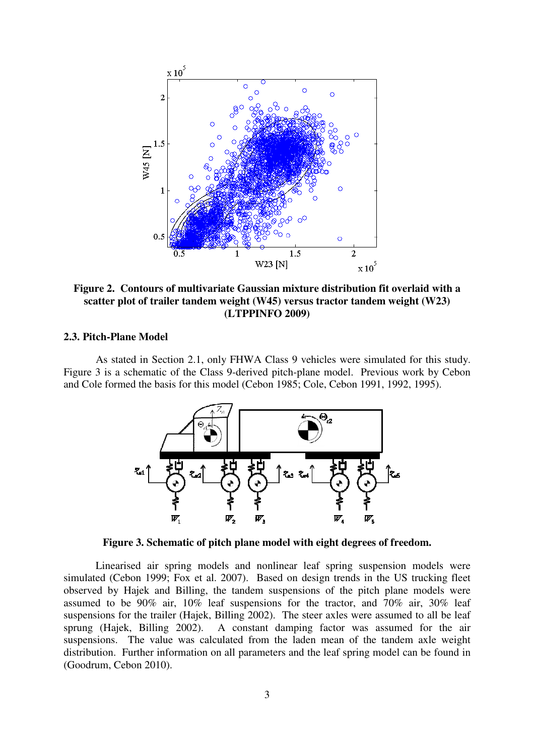**Figure 2. Contours of multivariate Gaussian mixture distribution fit overlaid with a scatter plot of trailer tandem weight (W45) versus tractor tandem weight (W23) (LTPPINFO 2009)**

### 2.3. Pitch-Plane Model

As stated in Section 2.1, only FHWA Class 9 vehicles were simulated for this study. Figure 3 is a schematic of the Class 9-derived pitch-plane model. Previous work by Cebon and Cole formed the basis for this model (Cebon 1985; Cole, Cebon 1991, 1992, 1995).

**Figure 3. Schematic of pitch plane model with eight degrees of freedom.**

Linearised air spring models and nonlinear leaf spring suspension models were simulated (Cebon 1999; Fox et al. 2007). Based on design trends in the US trucking fleet observed by Hajek and Billing, the tandem suspensions of the pitch plane models were assumed to be 90% air, 10% leaf suspensions for the tractor, and 70% air, 30% leaf suspensions for the trailer (Hajek, Billing 2002). The steer axles were assumed to all be leaf sprung (Hajek, Billing 2002). A constant damping factor was assumed for the air suspensions. The value was calculated from the laden mean of the tandem axle weight distribution. Further information on all parameters and the leaf spring model can be found in (Goodrum, Cebon 2010).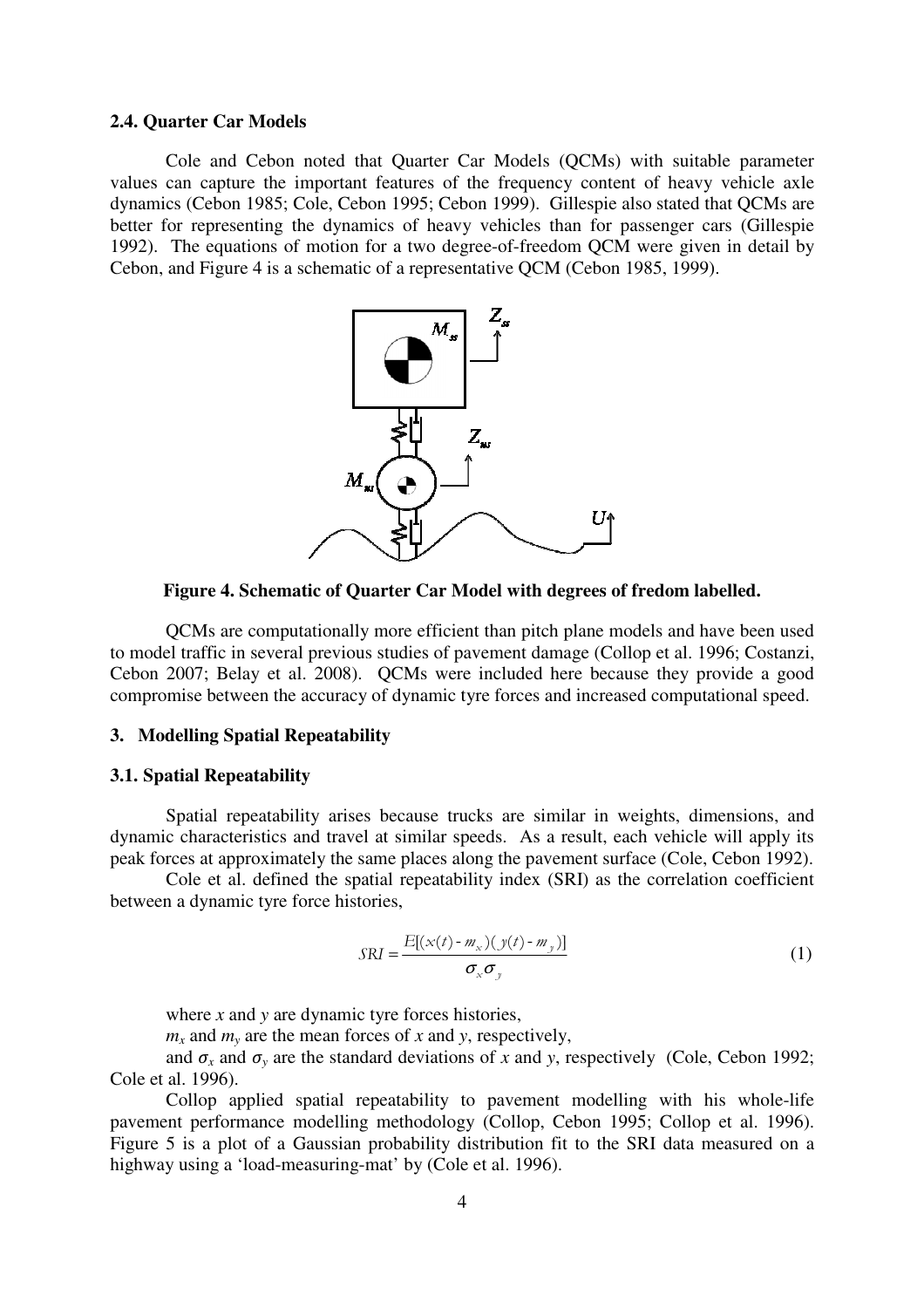### 2.4. Quarter Car Models

Cole and Cebon noted that Quarter Car Models (QCMs) with suitable parameter values can capture the important features of the frequency content of heavy vehicle axle dynamics (Cebon 1985; Cole, Cebon 1995; Cebon 1999). Gillespie also stated that QCMs are better for representing the dynamics of heavy vehicles than for passenger cars (Gillespie 1992). The equations of motion for a two degree-of-freedom QCM were given in detail by Cebon, and Figure 4 is a schematic of a representative QCM (Cebon 1985, 1999).

**Figure 4. Schematic of Quarter Car Model with degrees of fredom labelled.**

QCMs are computationally more efficient than pitch plane models and have been used to model traffic in several previous studies of pavement damage (Collop et al. 1996; Costanzi, Cebon 2007; Belay et al. 2008). QCMs were included here because they provide a good compromise between the accuracy of dynamic tyre forces and increased computational speed.

## 3. Modelling Spatial Repeatability

### 3.1. Spatial Repeatability

Spatial repeatability arises because trucks are similar in weights, dimensions, and dynamic characteristics and travel at similar speeds. As a result, each vehicle will apply its peak forces at approximately the same places along the pavement surface (Cole, Cebon 1992).

Cole et al. defined the spatial repeatability index (SRI) as the correlation coefficient between a dynamic tyre force histories,

$$SRI = \frac{E[(x(t) - m_x)(y(t) - m_y)]}{\sigma_x \sigma_y} \tag{1}$$

where $x$ and $y$ are dynamic tyre forces histories,

$m_x$ and $m_y$ are the mean forces of $x$ and $y$, respectively,

and $\sigma_x$ and $\sigma_y$ are the standard deviations of $x$ and $y$, respectively (Cole, Cebon 1992; Cole et al. 1996).

Collop applied spatial repeatability to pavement modelling with his whole-life pavement performance modelling methodology (Collop, Cebon 1995; Collop et al. 1996). Figure 5 is a plot of a Gaussian probability distribution fit to the SRI data measured on a highway using a 'load-measuring-mat' by (Cole et al. 1996).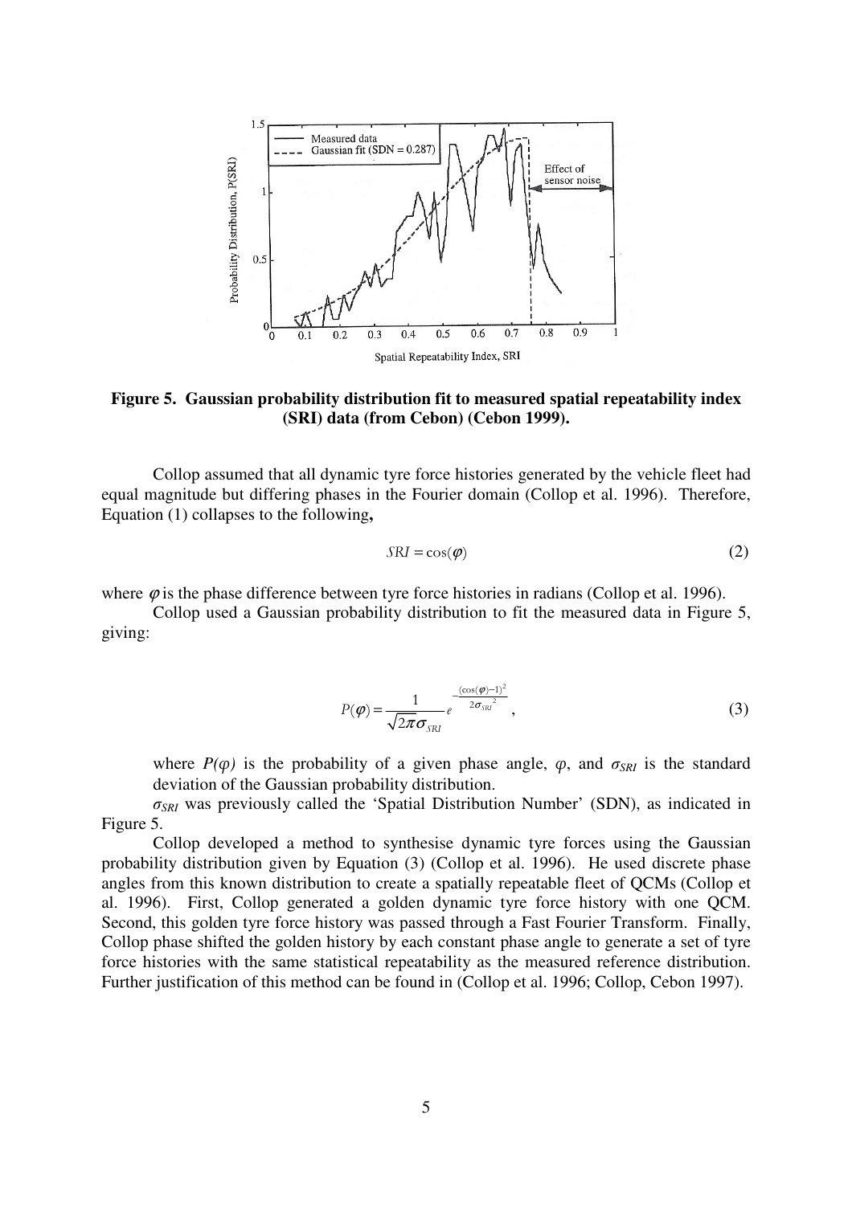**Figure 5. Gaussian probability distribution fit to measured spatial repeatability index (SRI) data (from Cebon) (Cebon 1999).**

Collop assumed that all dynamic tyre force histories generated by the vehicle fleet had equal magnitude but differing phases in the Fourier domain (Collop et al. 1996). Therefore, Equation (1) collapses to the following**,**

$$SRI = \cos(\varphi) \tag{2}$$

where $\varphi$ is the phase difference between tyre force histories in radians (Collop et al. 1996).

Collop used a Gaussian probability distribution to fit the measured data in Figure 5, giving:

$$P(\varphi) = \frac{1}{\sqrt{2\pi}\sigma_{SRI}} e^{-\frac{(\cos(\varphi)-1)^2}{2\sigma_{SRI}^2}}, \tag{3}$$

where $P(\varphi)$ is the probability of a given phase angle, $\varphi$, and $\sigma_{SRI}$ is the standard deviation of the Gaussian probability distribution.

$\sigma_{SRI}$ was previously called the 'Spatial Distribution Number' (SDN), as indicated in Figure 5.

Collop developed a method to synthesise dynamic tyre forces using the Gaussian probability distribution given by Equation (3) (Collop et al. 1996). He used discrete phase angles from this known distribution to create a spatially repeatable fleet of QCMs (Collop et al. 1996). First, Collop generated a golden dynamic tyre force history with one QCM. Second, this golden tyre force history was passed through a Fast Fourier Transform. Finally, Collop phase shifted the golden history by each constant phase angle to generate a set of tyre force histories with the same statistical repeatability as the measured reference distribution. Further justification of this method can be found in (Collop et al. 1996; Collop, Cebon 1997).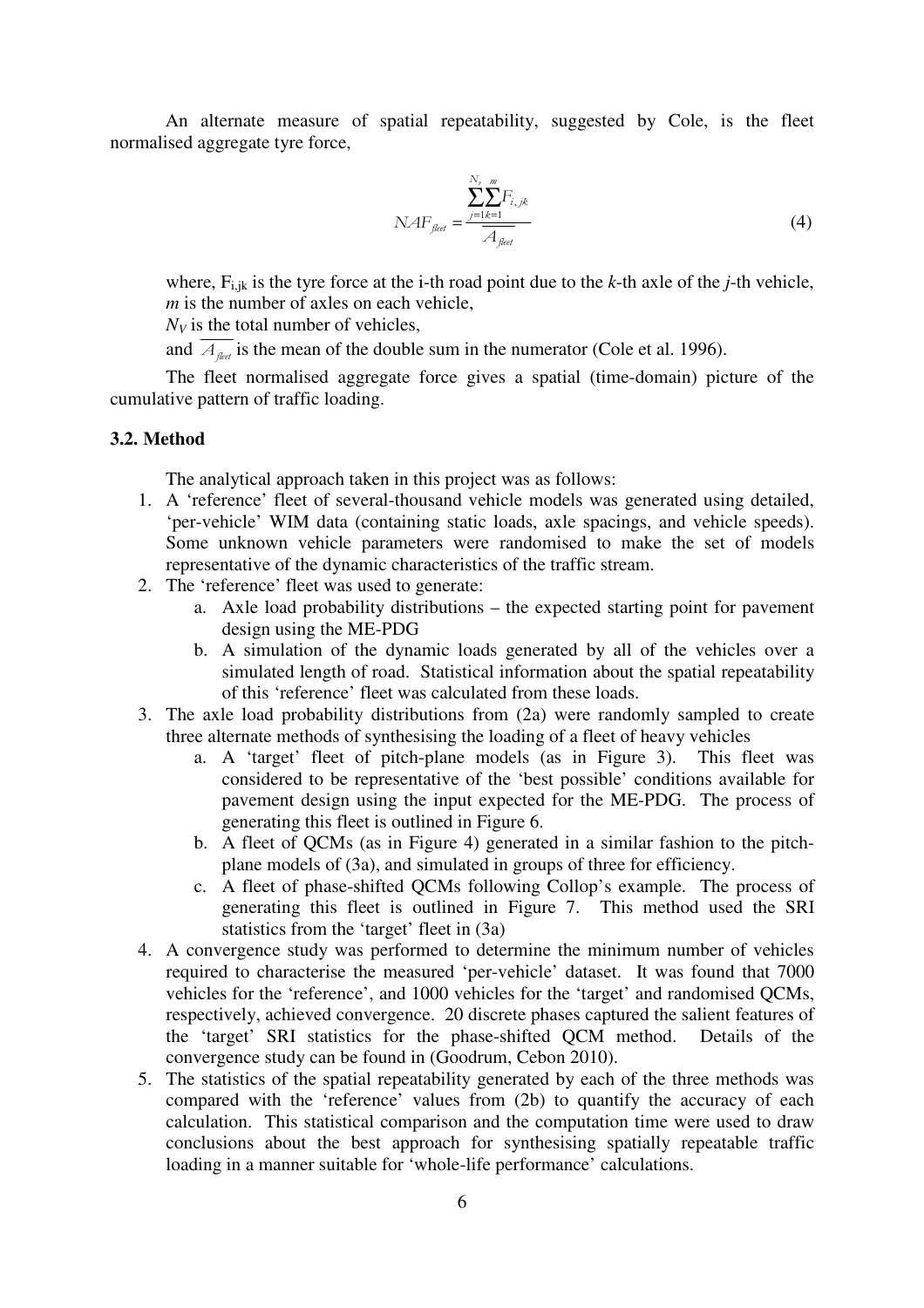An alternate measure of spatial repeatability, suggested by Cole, is the fleet normalised aggregate tyre force,

$$NAF_{fleet} = \frac{\sum_{j=1}^{N_V}\sum_{k=1}^{m} F_{i,jk}}{\overline{A_{fleet}}} \tag{4}$$

where, $F_{i,jk}$ is the tyre force at the i-th road point due to the *k*-th axle of the *j*-th vehicle,
*m* is the number of axles on each vehicle,
$N_V$ is the total number of vehicles,
and $\overline{A_{fleet}}$ is the mean of the double sum in the numerator (Cole et al. 1996).

The fleet normalised aggregate force gives a spatial (time-domain) picture of the cumulative pattern of traffic loading.

### 3.2. Method

The analytical approach taken in this project was as follows:

1. A 'reference' fleet of several-thousand vehicle models was generated using detailed, 'per-vehicle' WIM data (containing static loads, axle spacings, and vehicle speeds). Some unknown vehicle parameters were randomised to make the set of models representative of the dynamic characteristics of the traffic stream.
2. The 'reference' fleet was used to generate:
   a. Axle load probability distributions – the expected starting point for pavement design using the ME-PDG
   b. A simulation of the dynamic loads generated by all of the vehicles over a simulated length of road. Statistical information about the spatial repeatability of this 'reference' fleet was calculated from these loads.
3. The axle load probability distributions from (2a) were randomly sampled to create three alternate methods of synthesising the loading of a fleet of heavy vehicles
   a. A 'target' fleet of pitch-plane models (as in Figure 3). This fleet was considered to be representative of the 'best possible' conditions available for pavement design using the input expected for the ME-PDG. The process of generating this fleet is outlined in Figure 6.
   b. A fleet of QCMs (as in Figure 4) generated in a similar fashion to the pitch-plane models of (3a), and simulated in groups of three for efficiency.
   c. A fleet of phase-shifted QCMs following Collop's example. The process of generating this fleet is outlined in Figure 7. This method used the SRI statistics from the 'target' fleet in (3a)
4. A convergence study was performed to determine the minimum number of vehicles required to characterise the measured 'per-vehicle' dataset. It was found that 7000 vehicles for the 'reference', and 1000 vehicles for the 'target' and randomised QCMs, respectively, achieved convergence. 20 discrete phases captured the salient features of the 'target' SRI statistics for the phase-shifted QCM method. Details of the convergence study can be found in (Goodrum, Cebon 2010).
5. The statistics of the spatial repeatability generated by each of the three methods was compared with the 'reference' values from (2b) to quantify the accuracy of each calculation. This statistical comparison and the computation time were used to draw conclusions about the best approach for synthesising spatially repeatable traffic loading in a manner suitable for 'whole-life performance' calculations.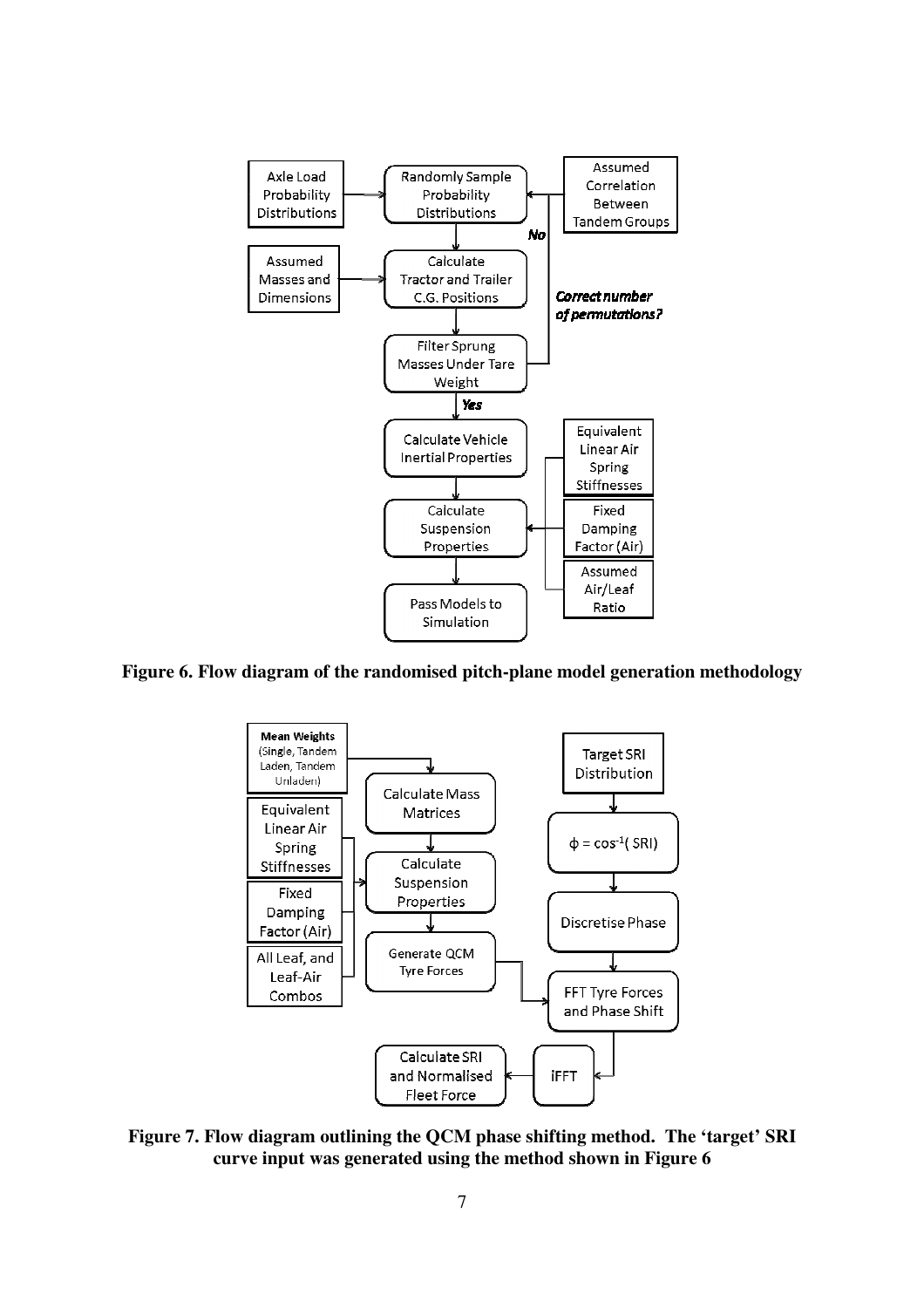**Figure 6. Flow diagram of the randomised pitch-plane model generation methodology**

**Figure 7. Flow diagram outlining the QCM phase shifting method. The 'target' SRI curve input was generated using the method shown in Figure 6**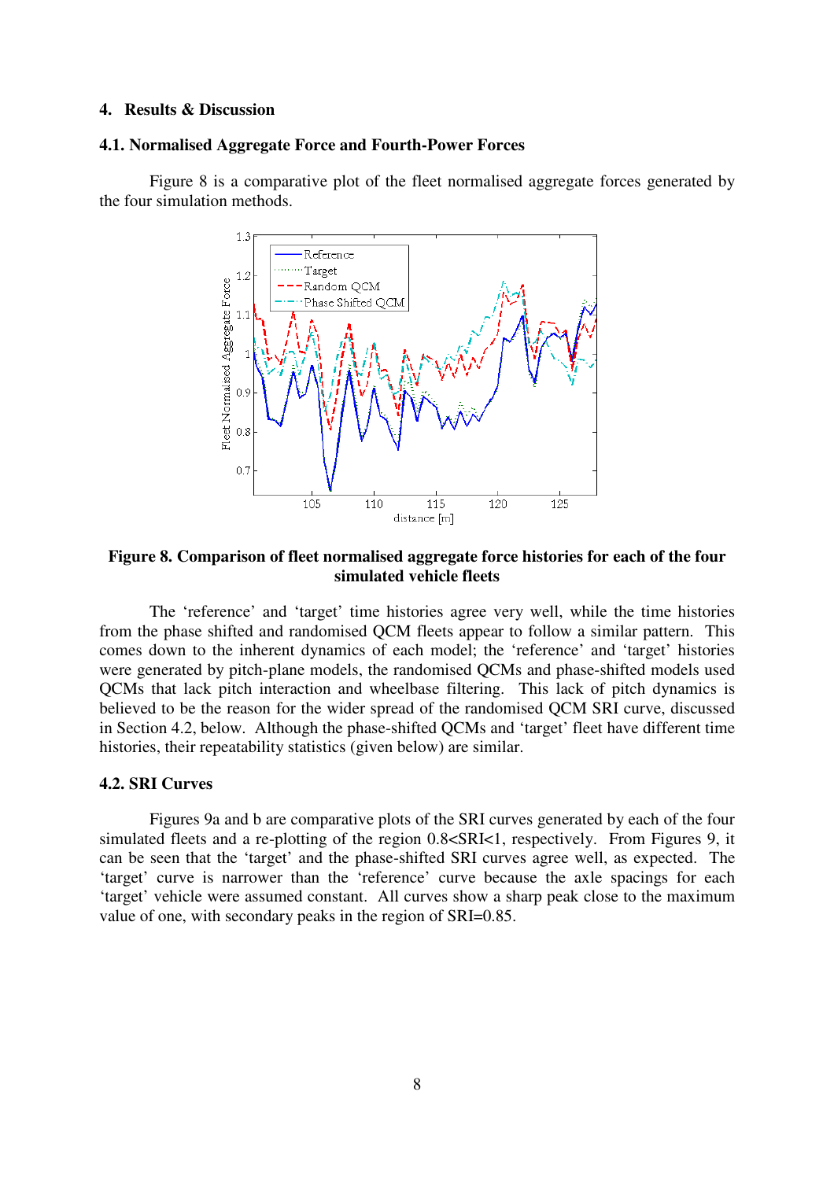## 4. Results & Discussion

### 4.1. Normalised Aggregate Force and Fourth-Power Forces

Figure 8 is a comparative plot of the fleet normalised aggregate forces generated by the four simulation methods.

**Figure 8. Comparison of fleet normalised aggregate force histories for each of the four simulated vehicle fleets**

The 'reference' and 'target' time histories agree very well, while the time histories from the phase shifted and randomised QCM fleets appear to follow a similar pattern. This comes down to the inherent dynamics of each model; the 'reference' and 'target' histories were generated by pitch-plane models, the randomised QCMs and phase-shifted models used QCMs that lack pitch interaction and wheelbase filtering. This lack of pitch dynamics is believed to be the reason for the wider spread of the randomised QCM SRI curve, discussed in Section 4.2, below. Although the phase-shifted QCMs and 'target' fleet have different time histories, their repeatability statistics (given below) are similar.

### 4.2. SRI Curves

Figures 9a and b are comparative plots of the SRI curves generated by each of the four simulated fleets and a re-plotting of the region 0.8<SRI<1, respectively. From Figures 9, it can be seen that the 'target' and the phase-shifted SRI curves agree well, as expected. The 'target' curve is narrower than the 'reference' curve because the axle spacings for each 'target' vehicle were assumed constant. All curves show a sharp peak close to the maximum value of one, with secondary peaks in the region of SRI=0.85.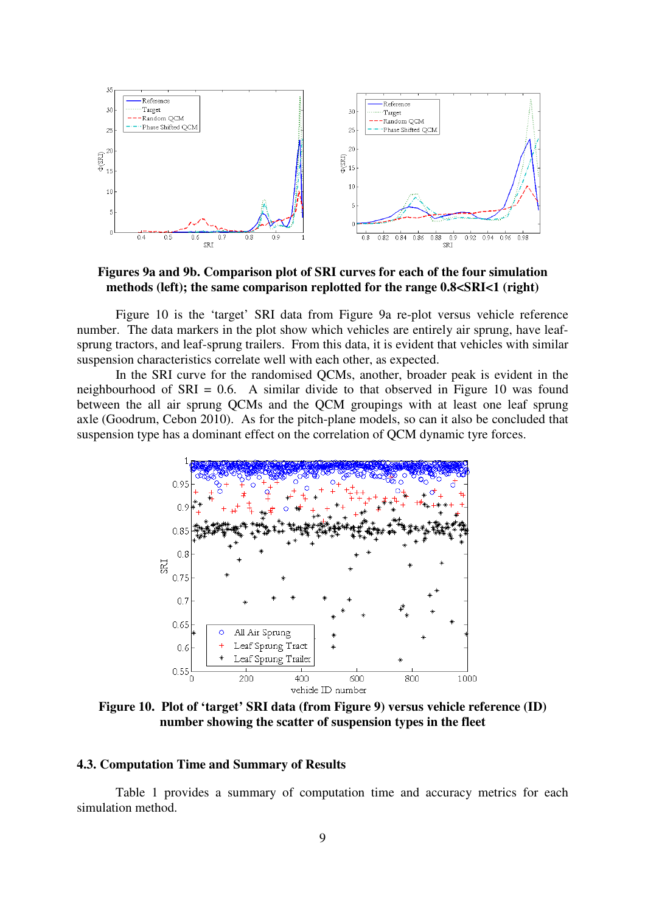**Figures 9a and 9b. Comparison plot of SRI curves for each of the four simulation methods (left); the same comparison replotted for the range 0.8<SRI<1 (right)**

Figure 10 is the 'target' SRI data from Figure 9a re-plot versus vehicle reference number. The data markers in the plot show which vehicles are entirely air sprung, have leaf-sprung tractors, and leaf-sprung trailers. From this data, it is evident that vehicles with similar suspension characteristics correlate well with each other, as expected.

In the SRI curve for the randomised QCMs, another, broader peak is evident in the neighbourhood of SRI = 0.6. A similar divide to that observed in Figure 10 was found between the all air sprung QCMs and the QCM groupings with at least one leaf sprung axle (Goodrum, Cebon 2010). As for the pitch-plane models, so can it also be concluded that suspension type has a dominant effect on the correlation of QCM dynamic tyre forces.

**Figure 10. Plot of 'target' SRI data (from Figure 9) versus vehicle reference (ID) number showing the scatter of suspension types in the fleet**

### 4.3. Computation Time and Summary of Results

Table 1 provides a summary of computation time and accuracy metrics for each simulation method.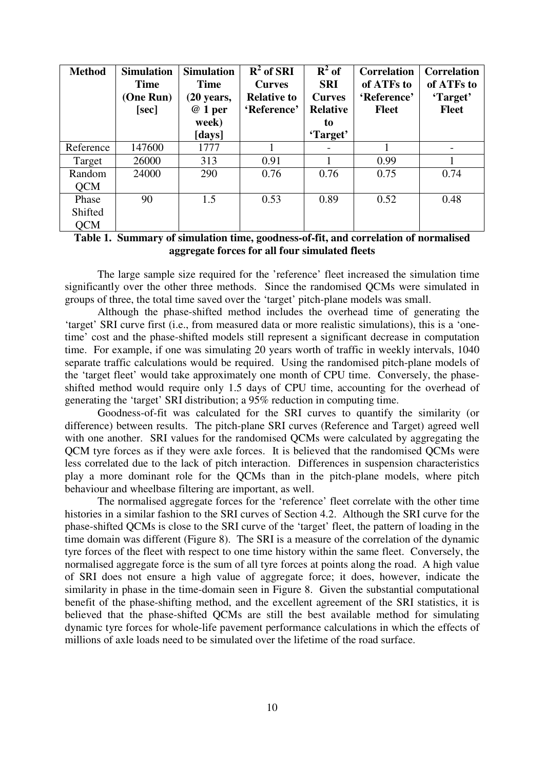| Method | Simulation Time (One Run) [sec] | Simulation Time (20 years, @ 1 per week) [days] | $R^2$ of SRI Curves Relative to 'Reference' | $R^2$ of SRI Curves Relative to 'Target' | Correlation of ATFs to 'Reference' Fleet | Correlation of ATFs to 'Target' Fleet |
|---|---|---|---|---|---|---|
| Reference | 147600 | 1777 | 1 | - | 1 | - |
| Target | 26000 | 313 | 0.91 | 1 | 0.99 | 1 |
| Random QCM | 24000 | 290 | 0.76 | 0.76 | 0.75 | 0.74 |
| Phase Shifted QCM | 90 | 1.5 | 0.53 | 0.89 | 0.52 | 0.48 |

**Table 1. Summary of simulation time, goodness-of-fit, and correlation of normalised aggregate forces for all four simulated fleets**

The large sample size required for the 'reference' fleet increased the simulation time significantly over the other three methods. Since the randomised QCMs were simulated in groups of three, the total time saved over the 'target' pitch-plane models was small.

Although the phase-shifted method includes the overhead time of generating the 'target' SRI curve first (i.e., from measured data or more realistic simulations), this is a 'one-time' cost and the phase-shifted models still represent a significant decrease in computation time. For example, if one was simulating 20 years worth of traffic in weekly intervals, 1040 separate traffic calculations would be required. Using the randomised pitch-plane models of the 'target fleet' would take approximately one month of CPU time. Conversely, the phase-shifted method would require only 1.5 days of CPU time, accounting for the overhead of generating the 'target' SRI distribution; a 95% reduction in computing time.

Goodness-of-fit was calculated for the SRI curves to quantify the similarity (or difference) between results. The pitch-plane SRI curves (Reference and Target) agreed well with one another. SRI values for the randomised QCMs were calculated by aggregating the QCM tyre forces as if they were axle forces. It is believed that the randomised QCMs were less correlated due to the lack of pitch interaction. Differences in suspension characteristics play a more dominant role for the QCMs than in the pitch-plane models, where pitch behaviour and wheelbase filtering are important, as well.

The normalised aggregate forces for the 'reference' fleet correlate with the other time histories in a similar fashion to the SRI curves of Section 4.2. Although the SRI curve for the phase-shifted QCMs is close to the SRI curve of the 'target' fleet, the pattern of loading in the time domain was different (Figure 8). The SRI is a measure of the correlation of the dynamic tyre forces of the fleet with respect to one time history within the same fleet. Conversely, the normalised aggregate force is the sum of all tyre forces at points along the road. A high value of SRI does not ensure a high value of aggregate force; it does, however, indicate the similarity in phase in the time-domain seen in Figure 8. Given the substantial computational benefit of the phase-shifting method, and the excellent agreement of the SRI statistics, it is believed that the phase-shifted QCMs are still the best available method for simulating dynamic tyre forces for whole-life pavement performance calculations in which the effects of millions of axle loads need to be simulated over the lifetime of the road surface.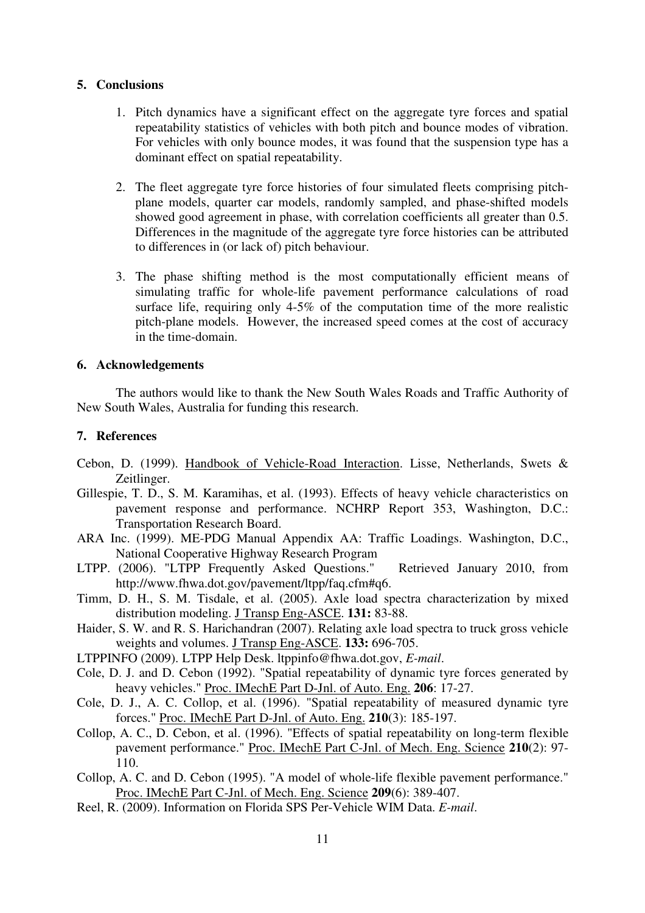## 5. Conclusions

1. Pitch dynamics have a significant effect on the aggregate tyre forces and spatial repeatability statistics of vehicles with both pitch and bounce modes of vibration. For vehicles with only bounce modes, it was found that the suspension type has a dominant effect on spatial repeatability.

2. The fleet aggregate tyre force histories of four simulated fleets comprising pitch-plane models, quarter car models, randomly sampled, and phase-shifted models showed good agreement in phase, with correlation coefficients all greater than 0.5. Differences in the magnitude of the aggregate tyre force histories can be attributed to differences in (or lack of) pitch behaviour.

3. The phase shifting method is the most computationally efficient means of simulating traffic for whole-life pavement performance calculations of road surface life, requiring only 4-5% of the computation time of the more realistic pitch-plane models. However, the increased speed comes at the cost of accuracy in the time-domain.

## 6. Acknowledgements

The authors would like to thank the New South Wales Roads and Traffic Authority of New South Wales, Australia for funding this research.

## 7. References

Cebon, D. (1999). Handbook of Vehicle-Road Interaction. Lisse, Netherlands, Swets & Zeitlinger.

Gillespie, T. D., S. M. Karamihas, et al. (1993). Effects of heavy vehicle characteristics on pavement response and performance. NCHRP Report 353, Washington, D.C.: Transportation Research Board.

ARA Inc. (1999). ME-PDG Manual Appendix AA: Traffic Loadings. Washington, D.C., National Cooperative Highway Research Program

LTPP. (2006). "LTPP Frequently Asked Questions." Retrieved January 2010, from http://www.fhwa.dot.gov/pavement/ltpp/faq.cfm#q6.

Timm, D. H., S. M. Tisdale, et al. (2005). Axle load spectra characterization by mixed distribution modeling. J Transp Eng-ASCE. **131:** 83-88.

Haider, S. W. and R. S. Harichandran (2007). Relating axle load spectra to truck gross vehicle weights and volumes. J Transp Eng-ASCE. **133:** 696-705.

LTPPINFO (2009). LTPP Help Desk. ltppinfo@fhwa.dot.gov, *E-mail*.

Cole, D. J. and D. Cebon (1992). "Spatial repeatability of dynamic tyre forces generated by heavy vehicles." Proc. IMechE Part D-Jnl. of Auto. Eng. **206**: 17-27.

Cole, D. J., A. C. Collop, et al. (1996). "Spatial repeatability of measured dynamic tyre forces." Proc. IMechE Part D-Jnl. of Auto. Eng. **210**(3): 185-197.

Collop, A. C., D. Cebon, et al. (1996). "Effects of spatial repeatability on long-term flexible pavement performance." Proc. IMechE Part C-Jnl. of Mech. Eng. Science **210**(2): 97-110.

Collop, A. C. and D. Cebon (1995). "A model of whole-life flexible pavement performance." Proc. IMechE Part C-Jnl. of Mech. Eng. Science **209**(6): 389-407.

Reel, R. (2009). Information on Florida SPS Per-Vehicle WIM Data. *E-mail*.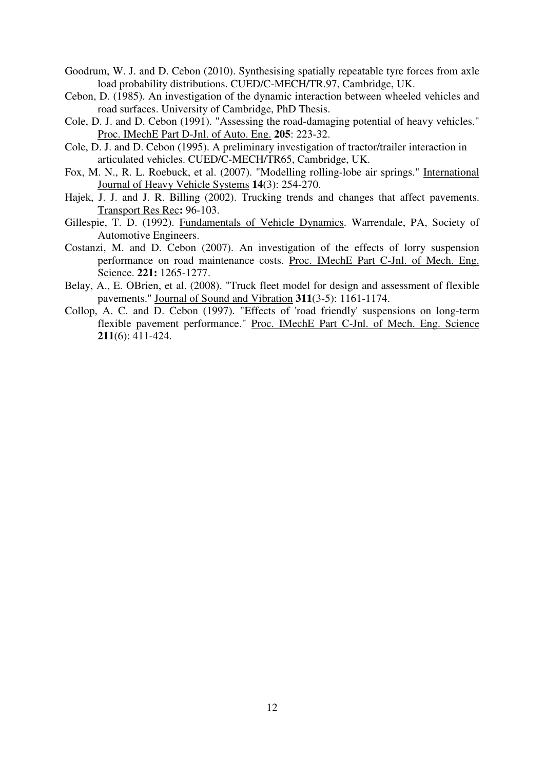Goodrum, W. J. and D. Cebon (2010). Synthesising spatially repeatable tyre forces from axle load probability distributions. CUED/C-MECH/TR.97, Cambridge, UK.

Cebon, D. (1985). An investigation of the dynamic interaction between wheeled vehicles and road surfaces. University of Cambridge, PhD Thesis.

Cole, D. J. and D. Cebon (1991). "Assessing the road-damaging potential of heavy vehicles." Proc. IMechE Part D-Jnl. of Auto. Eng. **205**: 223-32.

Cole, D. J. and D. Cebon (1995). A preliminary investigation of tractor/trailer interaction in articulated vehicles. CUED/C-MECH/TR65, Cambridge, UK.

Fox, M. N., R. L. Roebuck, et al. (2007). "Modelling rolling-lobe air springs." International Journal of Heavy Vehicle Systems **14**(3): 254-270.

Hajek, J. J. and J. R. Billing (2002). Trucking trends and changes that affect pavements. Transport Res Rec**:** 96-103.

Gillespie, T. D. (1992). Fundamentals of Vehicle Dynamics. Warrendale, PA, Society of Automotive Engineers.

Costanzi, M. and D. Cebon (2007). An investigation of the effects of lorry suspension performance on road maintenance costs. Proc. IMechE Part C-Jnl. of Mech. Eng. Science. **221:** 1265-1277.

Belay, A., E. OBrien, et al. (2008). "Truck fleet model for design and assessment of flexible pavements." Journal of Sound and Vibration **311**(3-5): 1161-1174.

Collop, A. C. and D. Cebon (1997). "Effects of 'road friendly' suspensions on long-term flexible pavement performance." Proc. IMechE Part C-Jnl. of Mech. Eng. Science **211**(6): 411-424.